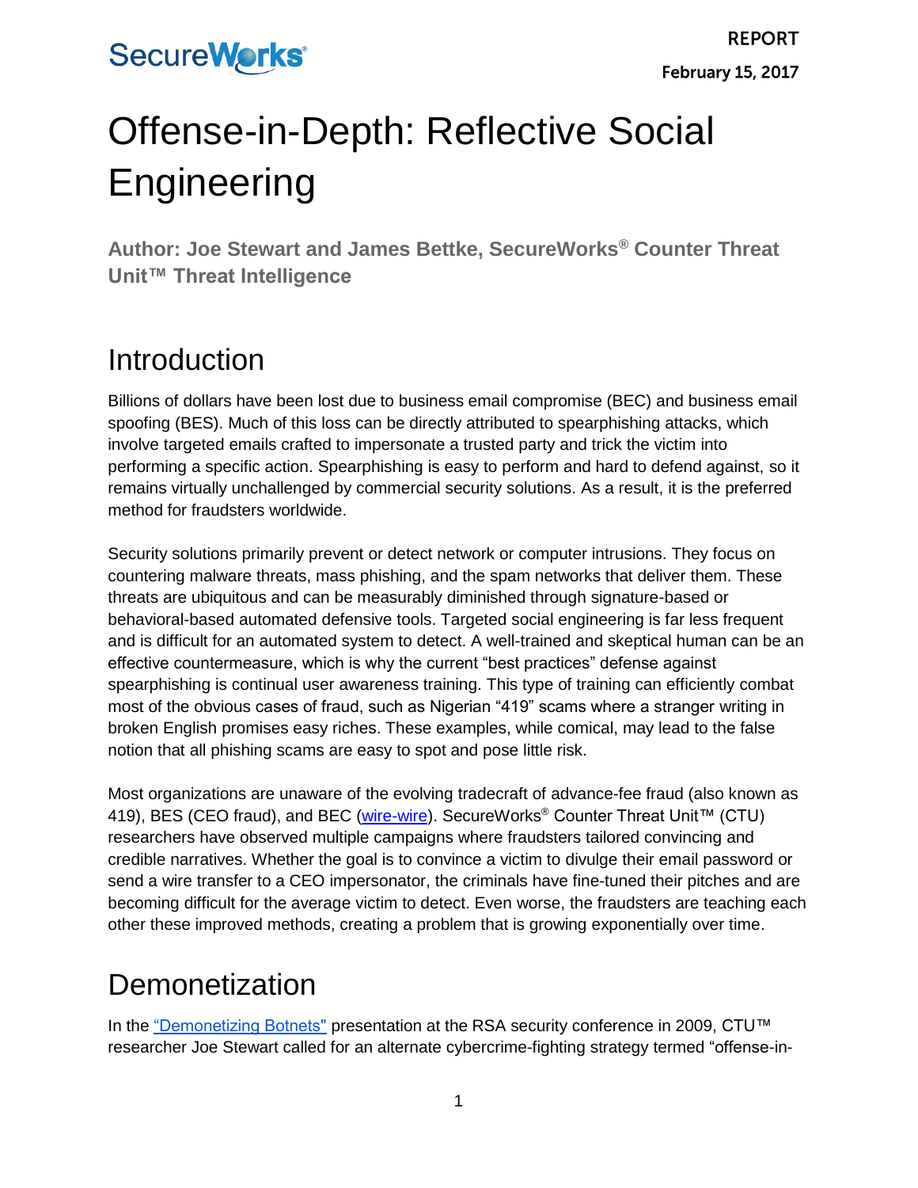REPORT

February 15, 2017

# Offense-in-Depth: Reflective Social Engineering

**Author: Joe Stewart and James Bettke, SecureWorks® Counter Threat Unit™ Threat Intelligence**

## Introduction

Billions of dollars have been lost due to business email compromise (BEC) and business email spoofing (BES). Much of this loss can be directly attributed to spearphishing attacks, which involve targeted emails crafted to impersonate a trusted party and trick the victim into performing a specific action. Spearphishing is easy to perform and hard to defend against, so it remains virtually unchallenged by commercial security solutions. As a result, it is the preferred method for fraudsters worldwide.

Security solutions primarily prevent or detect network or computer intrusions. They focus on countering malware threats, mass phishing, and the spam networks that deliver them. These threats are ubiquitous and can be measurably diminished through signature-based or behavioral-based automated defensive tools. Targeted social engineering is far less frequent and is difficult for an automated system to detect. A well-trained and skeptical human can be an effective countermeasure, which is why the current "best practices" defense against spearphishing is continual user awareness training. This type of training can efficiently combat most of the obvious cases of fraud, such as Nigerian "419" scams where a stranger writing in broken English promises easy riches. These examples, while comical, may lead to the false notion that all phishing scams are easy to spot and pose little risk.

Most organizations are unaware of the evolving tradecraft of advance-fee fraud (also known as 419), BES (CEO fraud), and BEC (wire-wire). SecureWorks® Counter Threat Unit™ (CTU) researchers have observed multiple campaigns where fraudsters tailored convincing and credible narratives. Whether the goal is to convince a victim to divulge their email password or send a wire transfer to a CEO impersonator, the criminals have fine-tuned their pitches and are becoming difficult for the average victim to detect. Even worse, the fraudsters are teaching each other these improved methods, creating a problem that is growing exponentially over time.

## Demonetization

In the "Demonetizing Botnets" presentation at the RSA security conference in 2009, CTU™ researcher Joe Stewart called for an alternate cybercrime-fighting strategy termed "offense-in-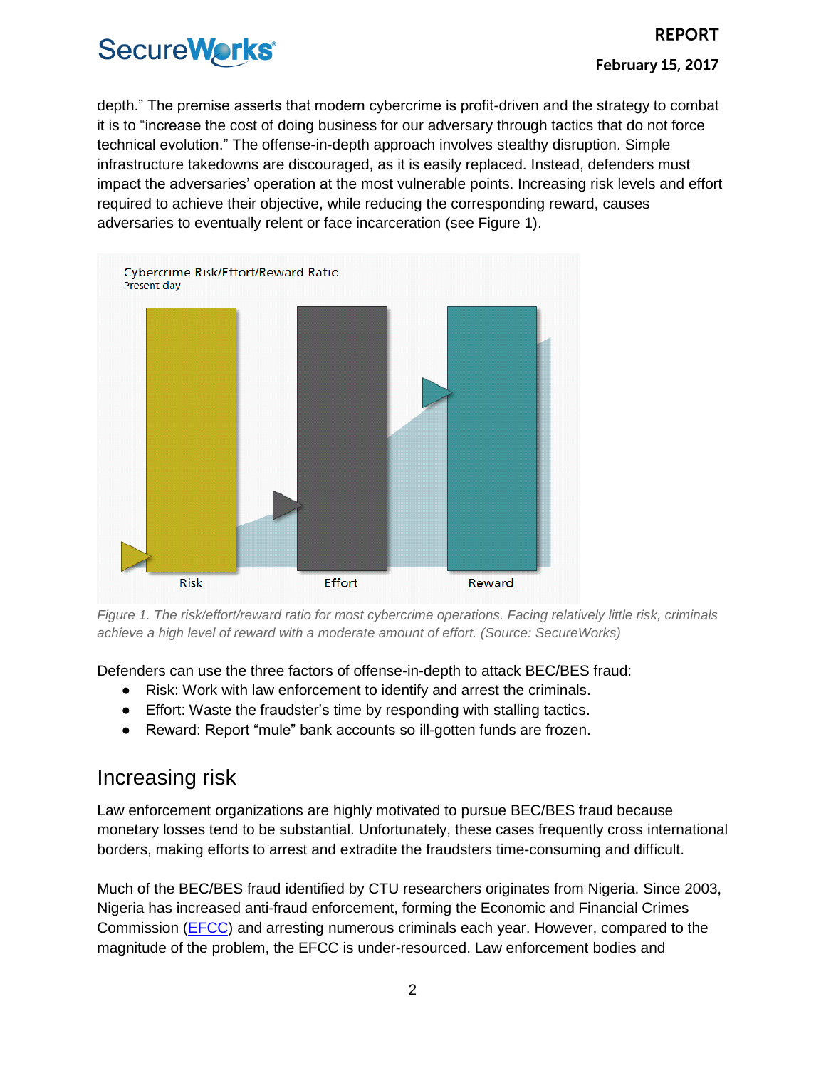depth." The premise asserts that modern cybercrime is profit-driven and the strategy to combat it is to "increase the cost of doing business for our adversary through tactics that do not force technical evolution." The offense-in-depth approach involves stealthy disruption. Simple infrastructure takedowns are discouraged, as it is easily replaced. Instead, defenders must impact the adversaries' operation at the most vulnerable points. Increasing risk levels and effort required to achieve their objective, while reducing the corresponding reward, causes adversaries to eventually relent or face incarceration (see Figure 1).

Cybercrime Risk/Effort/Reward Ratio
Present-day

Risk | Effort | Reward

*Figure 1. The risk/effort/reward ratio for most cybercrime operations. Facing relatively little risk, criminals achieve a high level of reward with a moderate amount of effort. (Source: SecureWorks)*

Defenders can use the three factors of offense-in-depth to attack BEC/BES fraud:

- Risk: Work with law enforcement to identify and arrest the criminals.
- Effort: Waste the fraudster's time by responding with stalling tactics.
- Reward: Report "mule" bank accounts so ill-gotten funds are frozen.

## Increasing risk

Law enforcement organizations are highly motivated to pursue BEC/BES fraud because monetary losses tend to be substantial. Unfortunately, these cases frequently cross international borders, making efforts to arrest and extradite the fraudsters time-consuming and difficult.

Much of the BEC/BES fraud identified by CTU researchers originates from Nigeria. Since 2003, Nigeria has increased anti-fraud enforcement, forming the Economic and Financial Crimes Commission (EFCC) and arresting numerous criminals each year. However, compared to the magnitude of the problem, the EFCC is under-resourced. Law enforcement bodies and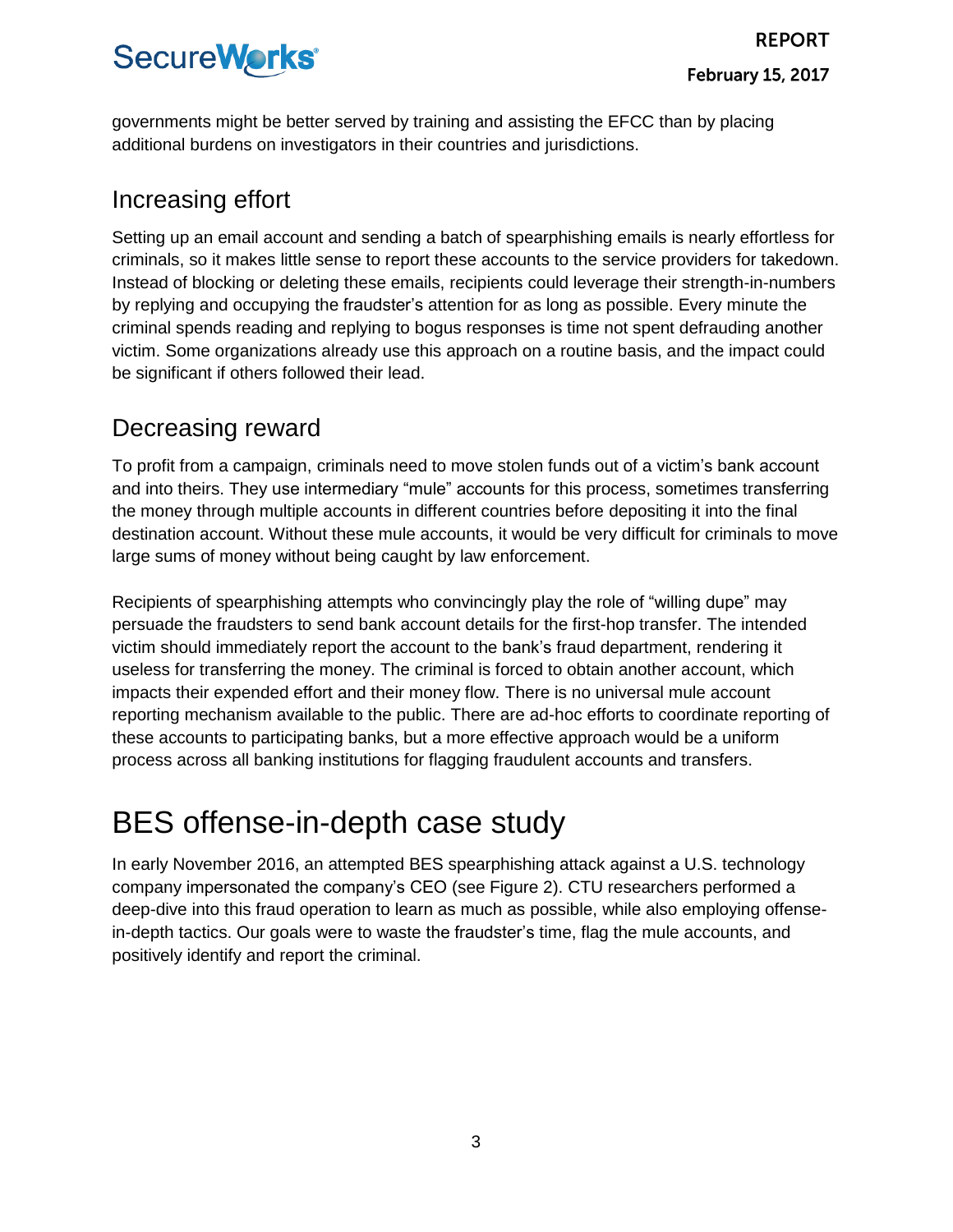governments might be better served by training and assisting the EFCC than by placing additional burdens on investigators in their countries and jurisdictions.

## Increasing effort

Setting up an email account and sending a batch of spearphishing emails is nearly effortless for criminals, so it makes little sense to report these accounts to the service providers for takedown. Instead of blocking or deleting these emails, recipients could leverage their strength-in-numbers by replying and occupying the fraudster's attention for as long as possible. Every minute the criminal spends reading and replying to bogus responses is time not spent defrauding another victim. Some organizations already use this approach on a routine basis, and the impact could be significant if others followed their lead.

## Decreasing reward

To profit from a campaign, criminals need to move stolen funds out of a victim's bank account and into theirs. They use intermediary "mule" accounts for this process, sometimes transferring the money through multiple accounts in different countries before depositing it into the final destination account. Without these mule accounts, it would be very difficult for criminals to move large sums of money without being caught by law enforcement.

Recipients of spearphishing attempts who convincingly play the role of "willing dupe" may persuade the fraudsters to send bank account details for the first-hop transfer. The intended victim should immediately report the account to the bank's fraud department, rendering it useless for transferring the money. The criminal is forced to obtain another account, which impacts their expended effort and their money flow. There is no universal mule account reporting mechanism available to the public. There are ad-hoc efforts to coordinate reporting of these accounts to participating banks, but a more effective approach would be a uniform process across all banking institutions for flagging fraudulent accounts and transfers.

# BES offense-in-depth case study

In early November 2016, an attempted BES spearphishing attack against a U.S. technology company impersonated the company's CEO (see Figure 2). CTU researchers performed a deep-dive into this fraud operation to learn as much as possible, while also employing offense-in-depth tactics. Our goals were to waste the fraudster's time, flag the mule accounts, and positively identify and report the criminal.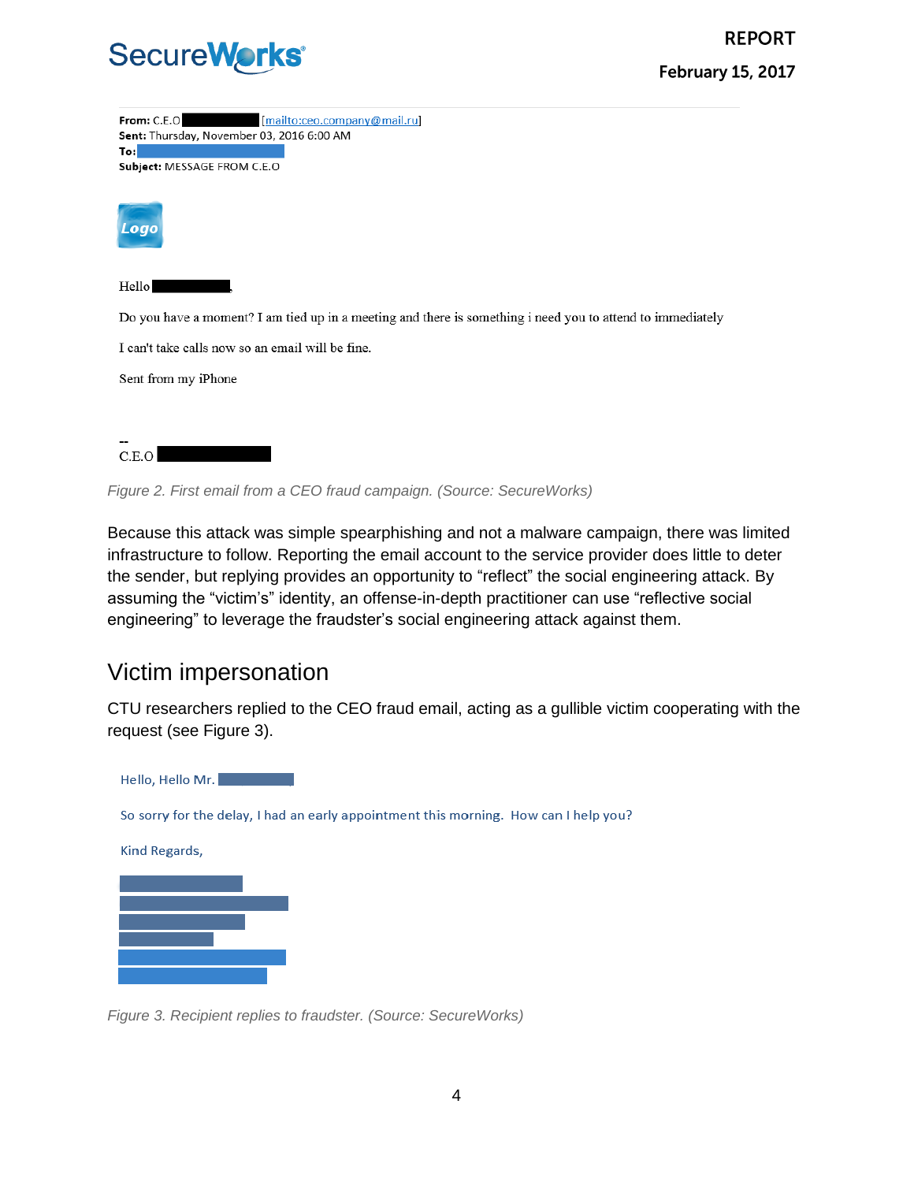From: C.E.O [mailto:ceo.company@mail.ru]
Sent: Thursday, November 03, 2016 6:00 AM
To:
Subject: MESSAGE FROM C.E.O

Logo

Hello ,

Do you have a moment? I am tied up in a meeting and there is something i need you to attend to immediately

I can't take calls now so an email will be fine.

Sent from my iPhone

--
C.E.O

*Figure 2. First email from a CEO fraud campaign. (Source: SecureWorks)*

Because this attack was simple spearphishing and not a malware campaign, there was limited infrastructure to follow. Reporting the email account to the service provider does little to deter the sender, but replying provides an opportunity to "reflect" the social engineering attack. By assuming the "victim's" identity, an offense-in-depth practitioner can use "reflective social engineering" to leverage the fraudster's social engineering attack against them.

## Victim impersonation

CTU researchers replied to the CEO fraud email, acting as a gullible victim cooperating with the request (see Figure 3).

Hello, Hello Mr.

So sorry for the delay, I had an early appointment this morning. How can I help you?

Kind Regards,

*Figure 3. Recipient replies to fraudster. (Source: SecureWorks)*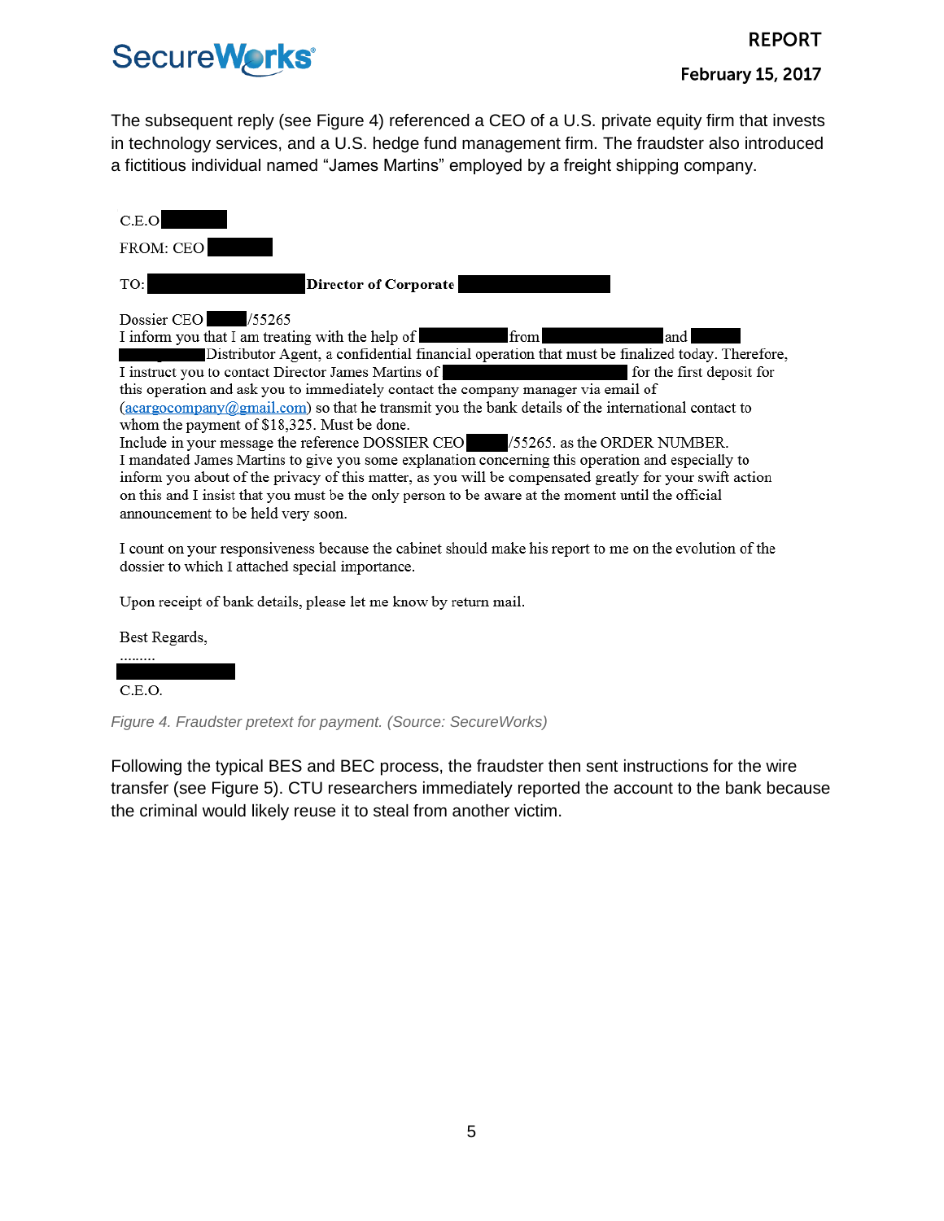The subsequent reply (see Figure 4) referenced a CEO of a U.S. private equity firm that invests in technology services, and a U.S. hedge fund management firm. The fraudster also introduced a fictitious individual named "James Martins" employed by a freight shipping company.

C.E.O ████

FROM: CEO ████

TO: ████████ **Director of Corporate** ████████

Dossier CEO ████/55265
I inform you that I am treating with the help of ████ from ████████ and ████ ████ Distributor Agent, a confidential financial operation that must be finalized today. Therefore, I instruct you to contact Director James Martins of ████████████ for the first deposit for this operation and ask you to immediately contact the company manager via email of (acargocompany@gmail.com) so that he transmit you the bank details of the international contact to whom the payment of $18,325. Must be done.
Include in your message the reference DOSSIER CEO ████/55265. as the ORDER NUMBER.
I mandated James Martins to give you some explanation concerning this operation and especially to inform you about of the privacy of this matter, as you will be compensated greatly for your swift action on this and I insist that you must be the only person to be aware at the moment until the official announcement to be held very soon.

I count on your responsiveness because the cabinet should make his report to me on the evolution of the dossier to which I attached special importance.

Upon receipt of bank details, please let me know by return mail.

Best Regards,
.........
████████
C.E.O.

*Figure 4. Fraudster pretext for payment. (Source: SecureWorks)*

Following the typical BES and BEC process, the fraudster then sent instructions for the wire transfer (see Figure 5). CTU researchers immediately reported the account to the bank because the criminal would likely reuse it to steal from another victim.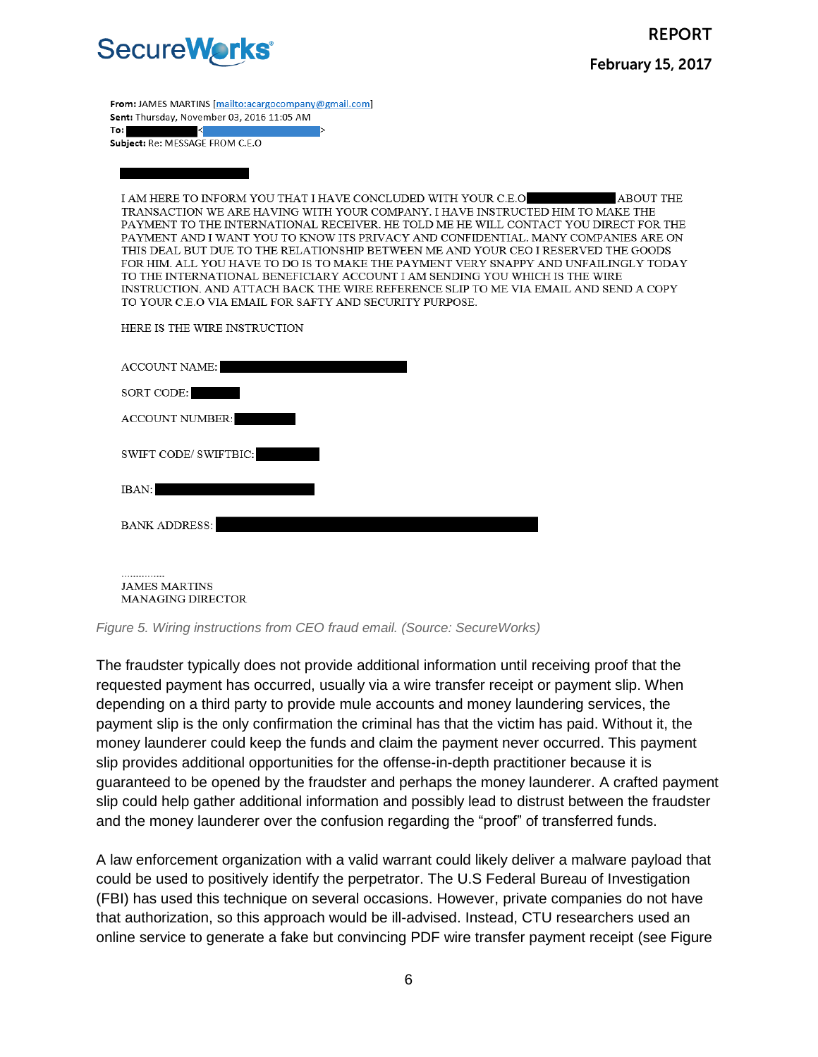From: JAMES MARTINS [mailto:acargocompany@gmail.com]
Sent: Thursday, November 03, 2016 11:05 AM
To: █████████ <█████████████>
Subject: Re: MESSAGE FROM C.E.O

█████████████

I AM HERE TO INFORM YOU THAT I HAVE CONCLUDED WITH YOUR C.E.O ██████████ ABOUT THE TRANSACTION WE ARE HAVING WITH YOUR COMPANY. I HAVE INSTRUCTED HIM TO MAKE THE PAYMENT TO THE INTERNATIONAL RECEIVER. HE TOLD ME HE WILL CONTACT YOU DIRECT FOR THE PAYMENT AND I WANT YOU TO KNOW ITS PRIVACY AND CONFIDENTIAL. MANY COMPANIES ARE ON THIS DEAL BUT DUE TO THE RELATIONSHIP BETWEEN ME AND YOUR CEO I RESERVED THE GOODS FOR HIM. ALL YOU HAVE TO DO IS TO MAKE THE PAYMENT VERY SNAPPY AND UNFAILINGLY TODAY TO THE INTERNATIONAL BENEFICIARY ACCOUNT I AM SENDING YOU WHICH IS THE WIRE INSTRUCTION. AND ATTACH BACK THE WIRE REFERENCE SLIP TO ME VIA EMAIL AND SEND A COPY TO YOUR C.E.O VIA EMAIL FOR SAFTY AND SECURITY PURPOSE.

HERE IS THE WIRE INSTRUCTION

ACCOUNT NAME: ████████████████

SORT CODE: ████

ACCOUNT NUMBER: █████

SWIFT CODE/ SWIFTBIC: █████

IBAN: ████████████

BANK ADDRESS: ████████████████████████

..............
JAMES MARTINS
MANAGING DIRECTOR

*Figure 5. Wiring instructions from CEO fraud email. (Source: SecureWorks)*

The fraudster typically does not provide additional information until receiving proof that the requested payment has occurred, usually via a wire transfer receipt or payment slip. When depending on a third party to provide mule accounts and money laundering services, the payment slip is the only confirmation the criminal has that the victim has paid. Without it, the money launderer could keep the funds and claim the payment never occurred. This payment slip provides additional opportunities for the offense-in-depth practitioner because it is guaranteed to be opened by the fraudster and perhaps the money launderer. A crafted payment slip could help gather additional information and possibly lead to distrust between the fraudster and the money launderer over the confusion regarding the “proof” of transferred funds.

A law enforcement organization with a valid warrant could likely deliver a malware payload that could be used to positively identify the perpetrator. The U.S Federal Bureau of Investigation (FBI) has used this technique on several occasions. However, private companies do not have that authorization, so this approach would be ill-advised. Instead, CTU researchers used an online service to generate a fake but convincing PDF wire transfer payment receipt (see Figure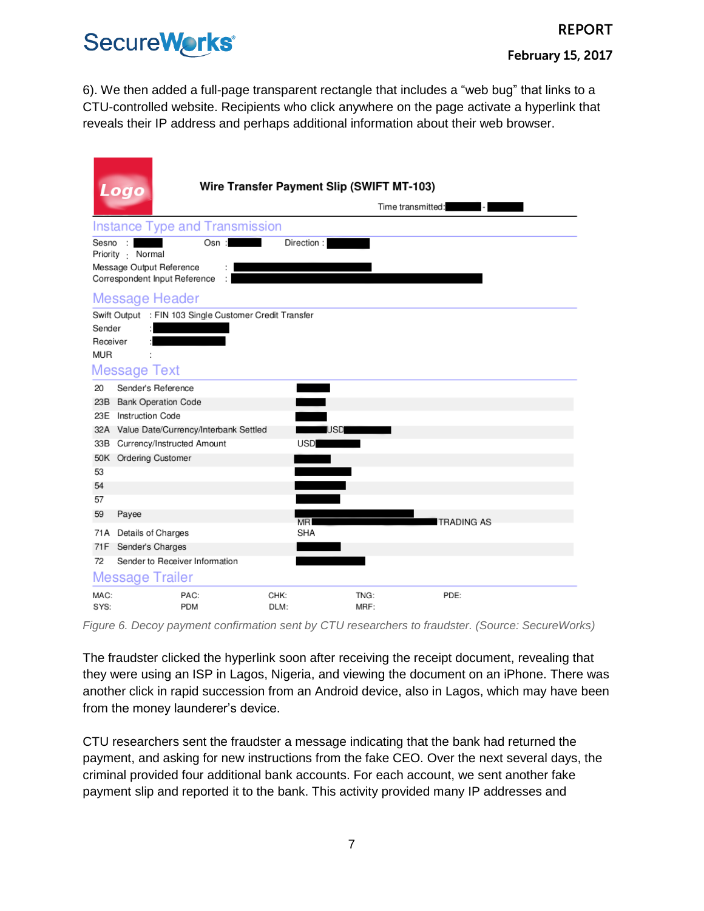6). We then added a full-page transparent rectangle that includes a "web bug" that links to a CTU-controlled website. Recipients who click anywhere on the page activate a hyperlink that reveals their IP address and perhaps additional information about their web browser.

Logo

**Wire Transfer Payment Slip (SWIFT MT-103)**

Time transmitted: ███ - ███

## Instance Type and Transmission

Sesno : ███ Osn : ███ Direction : ███

Priority : Normal

Message Output Reference : ███

Correspondent Input Reference : ███

## Message Header

Swift Output : FIN 103 Single Customer Credit Transfer

Sender : ███

Receiver : ███

MUR :

## Message Text

| | | |
|---|---|---|
| 20 | Sender's Reference | ███ |
| 23B | Bank Operation Code | ███ |
| 23E | Instruction Code | ███ |
| 32A | Value Date/Currency/Interbank Settled | ███USD███ |
| 33B | Currency/Instructed Amount | USD███ |
| 50K | Ordering Customer | ███ |
| 53 | | ███ |
| 54 | | ███ |
| 57 | | ███ |
| 59 | Payee | ███ MR███ TRADING AS |
| 71A | Details of Charges | SHA |
| 71F | Sender's Charges | ███ |
| 72 | Sender to Receiver Information | ███ |

## Message Trailer

| | | | | |
|---|---|---|---|---|
| MAC: | PAC: | CHK: | TNG: | PDE: |
| SYS: | PDM | DLM: | MRF: | |

*Figure 6. Decoy payment confirmation sent by CTU researchers to fraudster. (Source: SecureWorks)*

The fraudster clicked the hyperlink soon after receiving the receipt document, revealing that they were using an ISP in Lagos, Nigeria, and viewing the document on an iPhone. There was another click in rapid succession from an Android device, also in Lagos, which may have been from the money launderer's device.

CTU researchers sent the fraudster a message indicating that the bank had returned the payment, and asking for new instructions from the fake CEO. Over the next several days, the criminal provided four additional bank accounts. For each account, we sent another fake payment slip and reported it to the bank. This activity provided many IP addresses and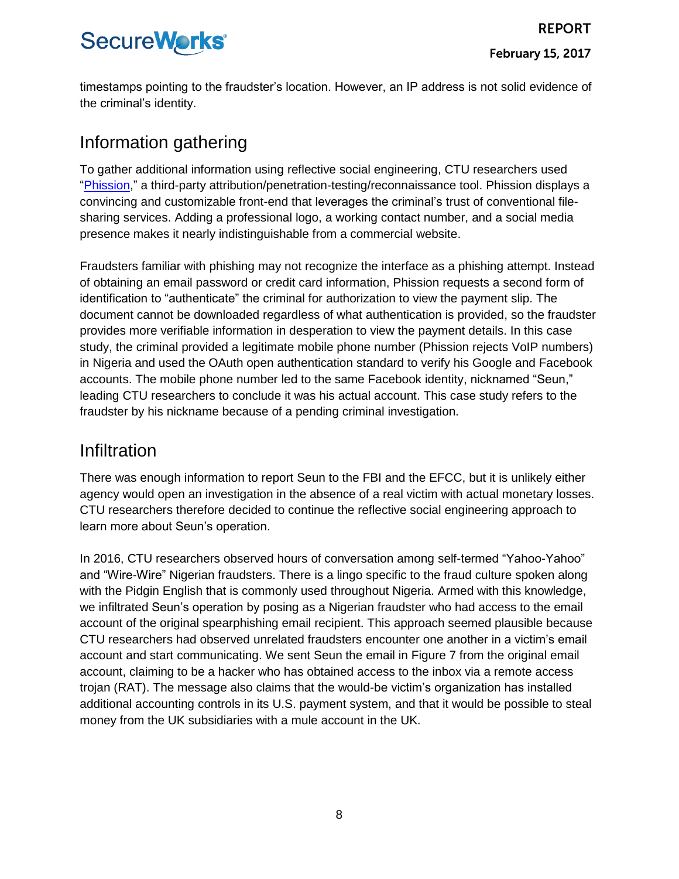timestamps pointing to the fraudster's location. However, an IP address is not solid evidence of the criminal's identity.

## Information gathering

To gather additional information using reflective social engineering, CTU researchers used "Phission," a third-party attribution/penetration-testing/reconnaissance tool. Phission displays a convincing and customizable front-end that leverages the criminal's trust of conventional file-sharing services. Adding a professional logo, a working contact number, and a social media presence makes it nearly indistinguishable from a commercial website.

Fraudsters familiar with phishing may not recognize the interface as a phishing attempt. Instead of obtaining an email password or credit card information, Phission requests a second form of identification to "authenticate" the criminal for authorization to view the payment slip. The document cannot be downloaded regardless of what authentication is provided, so the fraudster provides more verifiable information in desperation to view the payment details. In this case study, the criminal provided a legitimate mobile phone number (Phission rejects VoIP numbers) in Nigeria and used the OAuth open authentication standard to verify his Google and Facebook accounts. The mobile phone number led to the same Facebook identity, nicknamed "Seun," leading CTU researchers to conclude it was his actual account. This case study refers to the fraudster by his nickname because of a pending criminal investigation.

## Infiltration

There was enough information to report Seun to the FBI and the EFCC, but it is unlikely either agency would open an investigation in the absence of a real victim with actual monetary losses. CTU researchers therefore decided to continue the reflective social engineering approach to learn more about Seun's operation.

In 2016, CTU researchers observed hours of conversation among self-termed "Yahoo-Yahoo" and "Wire-Wire" Nigerian fraudsters. There is a lingo specific to the fraud culture spoken along with the Pidgin English that is commonly used throughout Nigeria. Armed with this knowledge, we infiltrated Seun's operation by posing as a Nigerian fraudster who had access to the email account of the original spearphishing email recipient. This approach seemed plausible because CTU researchers had observed unrelated fraudsters encounter one another in a victim's email account and start communicating. We sent Seun the email in Figure 7 from the original email account, claiming to be a hacker who has obtained access to the inbox via a remote access trojan (RAT). The message also claims that the would-be victim's organization has installed additional accounting controls in its U.S. payment system, and that it would be possible to steal money from the UK subsidiaries with a mule account in the UK.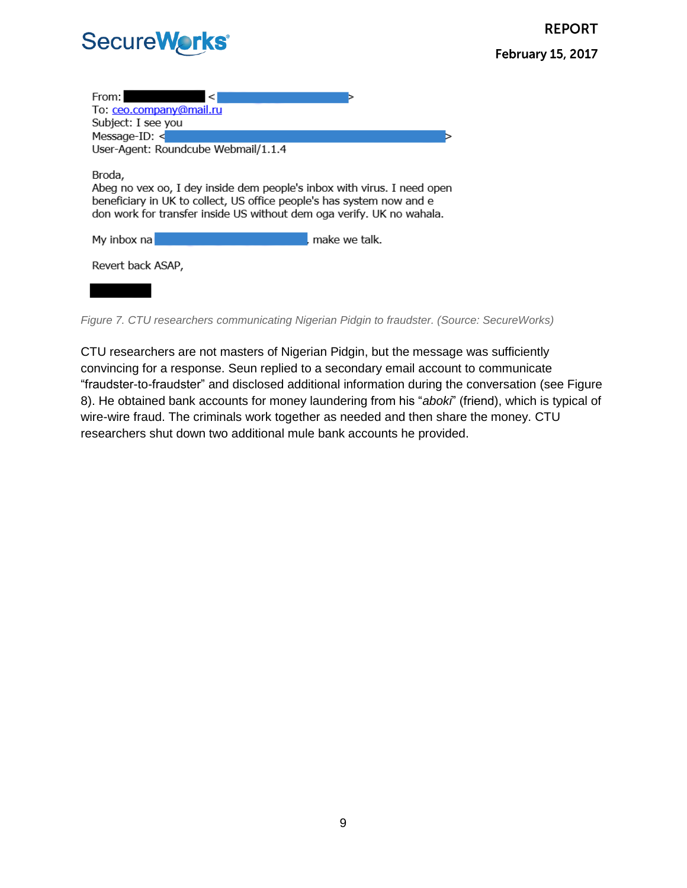```
From: [REDACTED] <[REDACTED]>
To: ceo.company@mail.ru
Subject: I see you
Message-ID: <[REDACTED]>
User-Agent: Roundcube Webmail/1.1.4

Broda,
Abeg no vex oo, I dey inside dem people's inbox with virus. I need open
beneficiary in UK to collect, US office people's has system now and e
don work for transfer inside US without dem oga verify. UK no wahala.

My inbox na [REDACTED], make we talk.

Revert back ASAP,

[REDACTED]
```

*Figure 7. CTU researchers communicating Nigerian Pidgin to fraudster. (Source: SecureWorks)*

CTU researchers are not masters of Nigerian Pidgin, but the message was sufficiently convincing for a response. Seun replied to a secondary email account to communicate "fraudster-to-fraudster" and disclosed additional information during the conversation (see Figure 8). He obtained bank accounts for money laundering from his "*aboki*" (friend), which is typical of wire-wire fraud. The criminals work together as needed and then share the money. CTU researchers shut down two additional mule bank accounts he provided.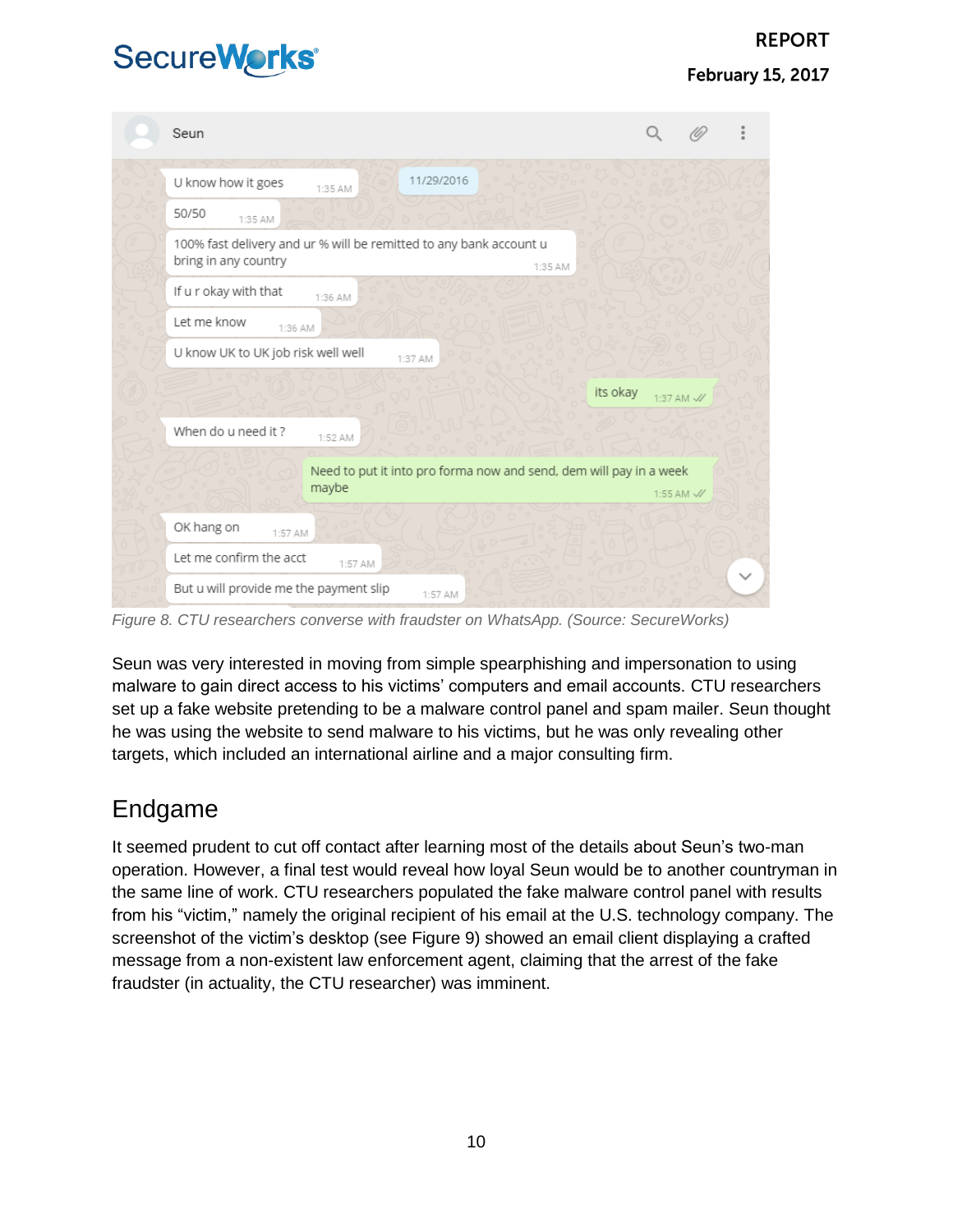Figure 8. CTU researchers converse with fraudster on WhatsApp. (Source: SecureWorks)

Seun was very interested in moving from simple spearphishing and impersonation to using malware to gain direct access to his victims' computers and email accounts. CTU researchers set up a fake website pretending to be a malware control panel and spam mailer. Seun thought he was using the website to send malware to his victims, but he was only revealing other targets, which included an international airline and a major consulting firm.

## Endgame

It seemed prudent to cut off contact after learning most of the details about Seun's two-man operation. However, a final test would reveal how loyal Seun would be to another countryman in the same line of work. CTU researchers populated the fake malware control panel with results from his "victim," namely the original recipient of his email at the U.S. technology company. The screenshot of the victim's desktop (see Figure 9) showed an email client displaying a crafted message from a non-existent law enforcement agent, claiming that the arrest of the fake fraudster (in actuality, the CTU researcher) was imminent.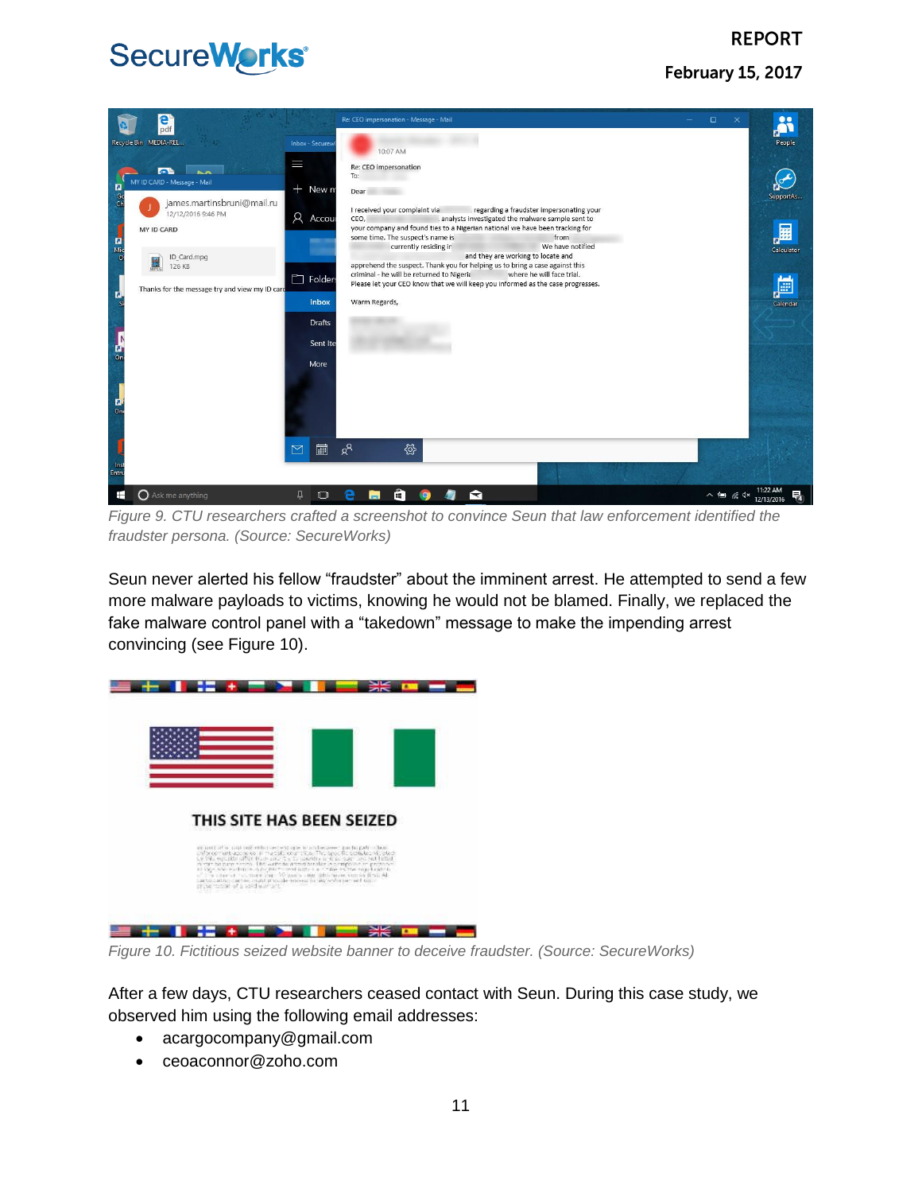Figure 9. CTU researchers crafted a screenshot to convince Seun that law enforcement identified the fraudster persona. (Source: SecureWorks)

Seun never alerted his fellow “fraudster” about the imminent arrest. He attempted to send a few more malware payloads to victims, knowing he would not be blamed. Finally, we replaced the fake malware control panel with a “takedown” message to make the impending arrest convincing (see Figure 10).

Figure 10. Fictitious seized website banner to deceive fraudster. (Source: SecureWorks)

After a few days, CTU researchers ceased contact with Seun. During this case study, we observed him using the following email addresses:

- acargocompany@gmail.com
- ceoaconnor@zoho.com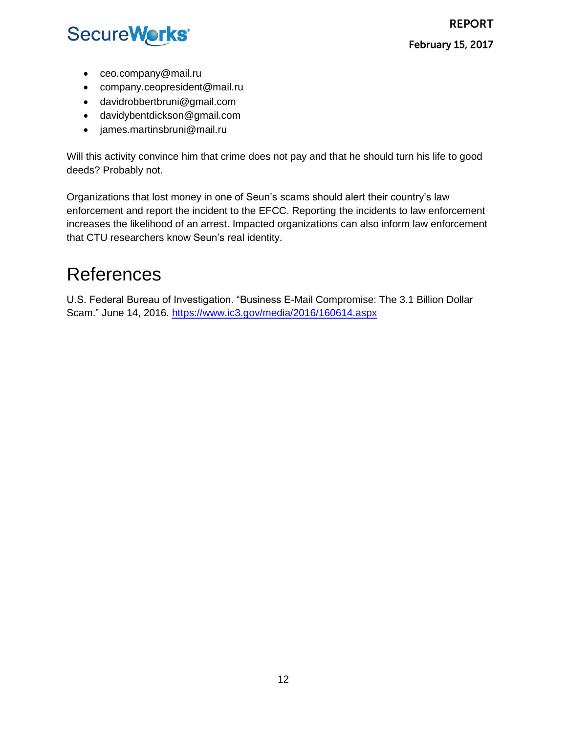- ceo.company@mail.ru
- company.ceopresident@mail.ru
- davidrobbertbruni@gmail.com
- davidybentdickson@gmail.com
- james.martinsbruni@mail.ru

Will this activity convince him that crime does not pay and that he should turn his life to good deeds? Probably not.

Organizations that lost money in one of Seun's scams should alert their country's law enforcement and report the incident to the EFCC. Reporting the incidents to law enforcement increases the likelihood of an arrest. Impacted organizations can also inform law enforcement that CTU researchers know Seun's real identity.

# References

U.S. Federal Bureau of Investigation. "Business E-Mail Compromise: The 3.1 Billion Dollar Scam." June 14, 2016. [https://www.ic3.gov/media/2016/160614.aspx](https://www.ic3.gov/media/2016/160614.aspx)